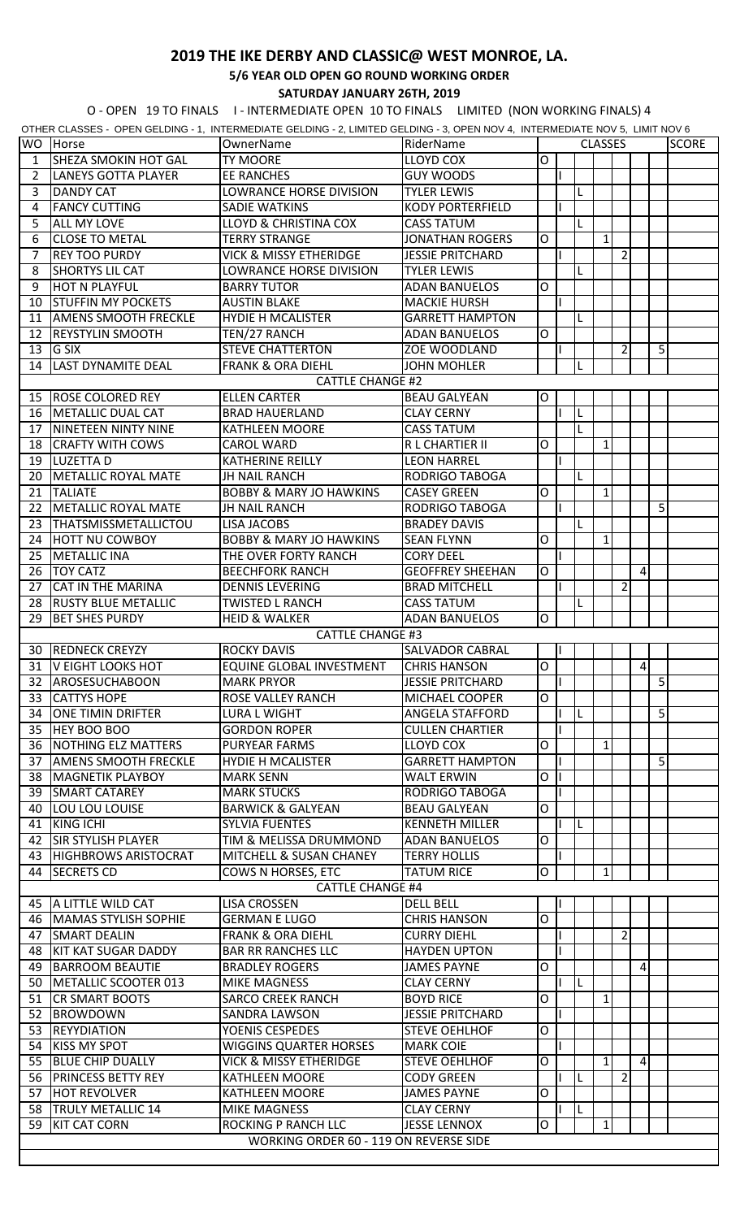# 2019 THE IKE DERBY AND CLASSIC@ WEST MONROE, LA.

## 5/6 YEAR OLD OPEN GO ROUND WORKING ORDER

**SATURDAY JANUARY 26TH, 2019**

O - OPEN 19 TO FINALS I - INTERMEDIATE OPEN 10 TO FINALS LIMITED (NON WORKING FINALS) 4

OTHER CLASSES - OPEN GELDING - 1, INTERMEDIATE GELDING - 2, LIMITED GELDING - 3, OPEN NOV 4, INTERMEDIATE NOV 5, LIMIT NOV 6

| WO | Horse | OwnerName | RiderName | CLASSES | | | | | | | SCORE |
|---|---|---|---|---|---|---|---|---|---|---|---|
| 1 | SHEZA SMOKIN HOT GAL | TY MOORE | LLOYD COX | O | | | | | | | |
| 2 | LANEYS GOTTA PLAYER | EE RANCHES | GUY WOODS | | I | | | | | | |
| 3 | DANDY CAT | LOWRANCE HORSE DIVISION | TYLER LEWIS | | | L | | | | | |
| 4 | FANCY CUTTING | SADIE WATKINS | KODY PORTERFIELD | | I | | | | | | |
| 5 | ALL MY LOVE | LLOYD & CHRISTINA COX | CASS TATUM | | | L | | | | | |
| 6 | CLOSE TO METAL | TERRY STRANGE | JONATHAN ROGERS | O | | | 1 | | | | |
| 7 | REY TOO PURDY | VICK & MISSY ETHERIDGE | JESSIE PRITCHARD | | I | | | 2 | | | |
| 8 | SHORTYS LIL CAT | LOWRANCE HORSE DIVISION | TYLER LEWIS | | | L | | | | | |
| 9 | HOT N PLAYFUL | BARRY TUTOR | ADAN BANUELOS | O | | | | | | | |
| 10 | STUFFIN MY POCKETS | AUSTIN BLAKE | MACKIE HURSH | | I | | | | | | |
| 11 | AMENS SMOOTH FRECKLE | HYDIE H MCALISTER | GARRETT HAMPTON | | | L | | | | | |
| 12 | REYSTYLIN SMOOTH | TEN/27 RANCH | ADAN BANUELOS | O | | | | | | | |
| 13 | G SIX | STEVE CHATTERTON | ZOE WOODLAND | | I | | | 2 | | 5 | |
| 14 | LAST DYNAMITE DEAL | FRANK & ORA DIEHL | JOHN MOHLER | | | L | | | | | |
| | CATTLE CHANGE #2 | | | | | | | | | | |
| 15 | ROSE COLORED REY | ELLEN CARTER | BEAU GALYEAN | O | | | | | | | |
| 16 | METALLIC DUAL CAT | BRAD HAUERLAND | CLAY CERNY | | I | L | | | | | |
| 17 | NINETEEN NINTY NINE | KATHLEEN MOORE | CASS TATUM | | | L | | | | | |
| 18 | CRAFTY WITH COWS | CAROL WARD | R L CHARTIER II | O | | | 1 | | | | |
| 19 | LUZETTA D | KATHERINE REILLY | LEON HARREL | | I | | | | | | |
| 20 | METALLIC ROYAL MATE | JH NAIL RANCH | RODRIGO TABOGA | | | L | | | | | |
| 21 | TALIATE | BOBBY & MARY JO HAWKINS | CASEY GREEN | O | | | 1 | | | | |
| 22 | METALLIC ROYAL MATE | JH NAIL RANCH | RODRIGO TABOGA | | I | | | | | 5 | |
| 23 | THATSMISSMETALLICTOU | LISA JACOBS | BRADEY DAVIS | | | L | | | | | |
| 24 | HOTT NU COWBOY | BOBBY & MARY JO HAWKINS | SEAN FLYNN | O | | | 1 | | | | |
| 25 | METALLIC INA | THE OVER FORTY RANCH | CORY DEEL | | I | | | | | | |
| 26 | TOY CATZ | BEECHFORK RANCH | GEOFFREY SHEEHAN | O | | | | | 4 | | |
| 27 | CAT IN THE MARINA | DENNIS LEVERING | BRAD MITCHELL | | I | | | 2 | | | |
| 28 | RUSTY BLUE METALLIC | TWISTED L RANCH | CASS TATUM | | | L | | | | | |
| 29 | BET SHES PURDY | HEID & WALKER | ADAN BANUELOS | O | | | | | | | |
| | CATTLE CHANGE #3 | | | | | | | | | | |
| 30 | REDNECK CREYZY | ROCKY DAVIS | SALVADOR CABRAL | | I | | | | | | |
| 31 | V EIGHT LOOKS HOT | EQUINE GLOBAL INVESTMENT | CHRIS HANSON | O | | | | | 4 | | |
| 32 | AROSESUCHABOON | MARK PRYOR | JESSIE PRITCHARD | | I | | | | | 5 | |
| 33 | CATTYS HOPE | ROSE VALLEY RANCH | MICHAEL COOPER | O | | | | | | | |
| 34 | ONE TIMIN DRIFTER | LURA L WIGHT | ANGELA STAFFORD | | I | L | | | | 5 | |
| 35 | HEY BOO BOO | GORDON ROPER | CULLEN CHARTIER | | I | | | | | | |
| 36 | NOTHING ELZ MATTERS | PURYEAR FARMS | LLOYD COX | O | | | 1 | | | | |
| 37 | AMENS SMOOTH FRECKLE | HYDIE H MCALISTER | GARRETT HAMPTON | | I | | | | | 5 | |
| 38 | MAGNETIK PLAYBOY | MARK SENN | WALT ERWIN | O | I | | | | | | |
| 39 | SMART CATAREY | MARK STUCKS | RODRIGO TABOGA | | I | | | | | | |
| 40 | LOU LOU LOUISE | BARWICK & GALYEAN | BEAU GALYEAN | O | | | | | | | |
| 41 | KING ICHI | SYLVIA FUENTES | KENNETH MILLER | | I | L | | | | | |
| 42 | SIR STYLISH PLAYER | TIM & MELISSA DRUMMOND | ADAN BANUELOS | O | | | | | | | |
| 43 | HIGHBROWS ARISTOCRAT | MITCHELL & SUSAN CHANEY | TERRY HOLLIS | | I | | | | | | |
| 44 | SECRETS CD | COWS N HORSES, ETC | TATUM RICE | O | | | 1 | | | | |
| | CATTLE CHANGE #4 | | | | | | | | | | |
| 45 | A LITTLE WILD CAT | LISA CROSSEN | DELL BELL | | I | | | | | | |
| 46 | MAMAS STYLISH SOPHIE | GERMAN E LUGO | CHRIS HANSON | O | | | | | | | |
| 47 | SMART DEALIN | FRANK & ORA DIEHL | CURRY DIEHL | | I | | | 2 | | | |
| 48 | KIT KAT SUGAR DADDY | BAR RR RANCHES LLC | HAYDEN UPTON | | I | | | | | | |
| 49 | BARROOM BEAUTIE | BRADLEY ROGERS | JAMES PAYNE | O | | | | | 4 | | |
| 50 | METALLIC SCOOTER 013 | MIKE MAGNESS | CLAY CERNY | | I | L | | | | | |
| 51 | CR SMART BOOTS | SARCO CREEK RANCH | BOYD RICE | O | | | 1 | | | | |
| 52 | BROWDOWN | SANDRA LAWSON | JESSIE PRITCHARD | | I | | | | | | |
| 53 | REYYDIATION | YOENIS CESPEDES | STEVE OEHLHOF | O | | | | | | | |
| 54 | KISS MY SPOT | WIGGINS QUARTER HORSES | MARK COIE | | I | | | | | | |
| 55 | BLUE CHIP DUALLY | VICK & MISSY ETHERIDGE | STEVE OEHLHOF | O | | | 1 | | 4 | | |
| 56 | PRINCESS BETTY REY | KATHLEEN MOORE | CODY GREEN | | I | L | | 2 | | | |
| 57 | HOT REVOLVER | KATHLEEN MOORE | JAMES PAYNE | O | | | | | | | |
| 58 | TRULY METALLIC 14 | MIKE MAGNESS | CLAY CERNY | | I | L | | | | | |
| 59 | KIT CAT CORN | ROCKING P RANCH LLC | JESSE LENNOX | O | | | 1 | | | | |

WORKING ORDER 60 - 119 ON REVERSE SIDE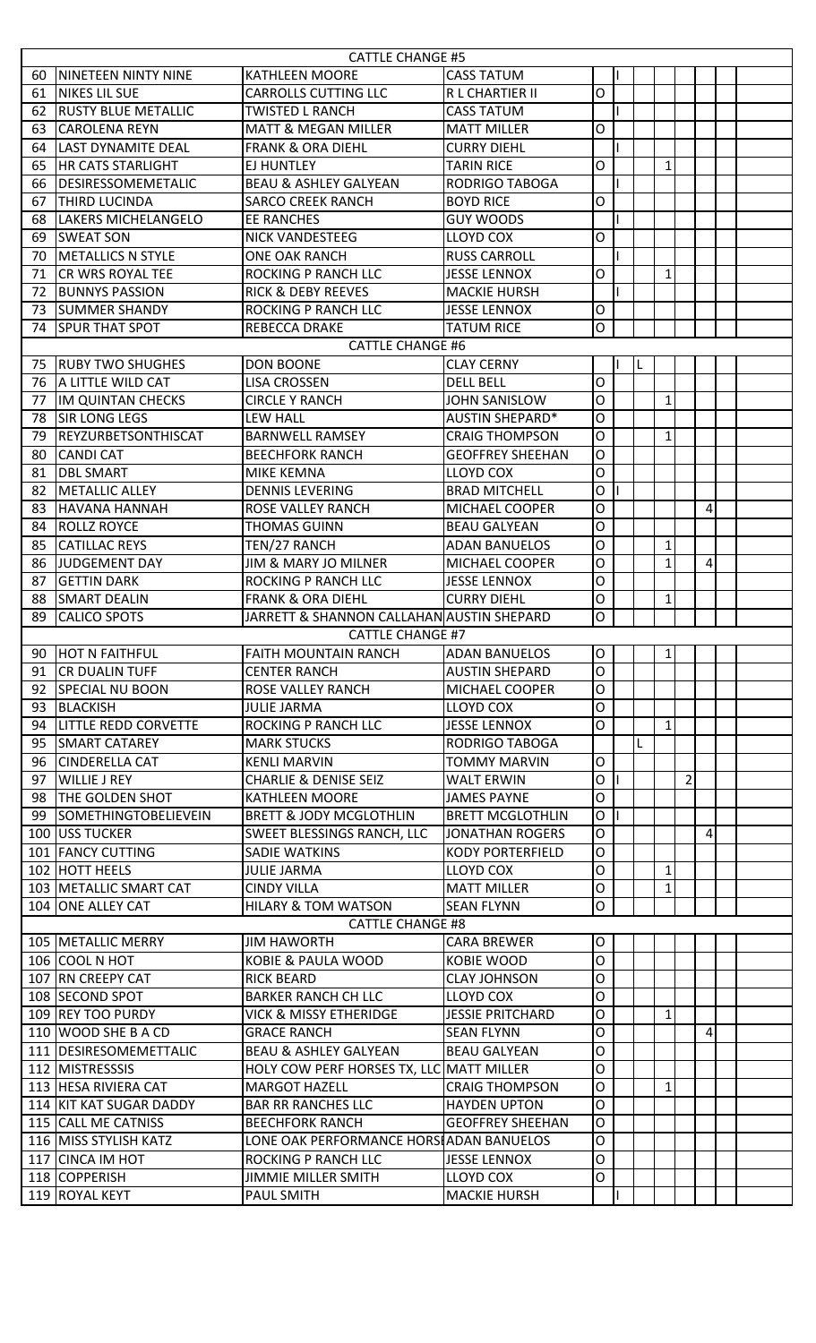| | | | | | | | | | | | |
|---|---|---|---|---|---|---|---|---|---|---|---|
| | | CATTLE CHANGE #5 | | | | | | | | | |
| 60 | NINETEEN NINTY NINE | KATHLEEN MOORE | CASS TATUM | | I | | | | | | |
| 61 | NIKES LIL SUE | CARROLLS CUTTING LLC | R L CHARTIER II | O | | | | | | | |
| 62 | RUSTY BLUE METALLIC | TWISTED L RANCH | CASS TATUM | | I | | | | | | |
| 63 | CAROLENA REYN | MATT & MEGAN MILLER | MATT MILLER | O | | | | | | | |
| 64 | LAST DYNAMITE DEAL | FRANK & ORA DIEHL | CURRY DIEHL | | I | | | | | | |
| 65 | HR CATS STARLIGHT | EJ HUNTLEY | TARIN RICE | O | | | 1 | | | | |
| 66 | DESIRESSOMEMETALIC | BEAU & ASHLEY GALYEAN | RODRIGO TABOGA | | I | | | | | | |
| 67 | THIRD LUCINDA | SARCO CREEK RANCH | BOYD RICE | O | | | | | | | |
| 68 | LAKERS MICHELANGELO | EE RANCHES | GUY WOODS | | I | | | | | | |
| 69 | SWEAT SON | NICK VANDESTEEG | LLOYD COX | O | | | | | | | |
| 70 | METALLICS N STYLE | ONE OAK RANCH | RUSS CARROLL | | I | | | | | | |
| 71 | CR WRS ROYAL TEE | ROCKING P RANCH LLC | JESSE LENNOX | O | | | 1 | | | | |
| 72 | BUNNYS PASSION | RICK & DEBY REEVES | MACKIE HURSH | | I | | | | | | |
| 73 | SUMMER SHANDY | ROCKING P RANCH LLC | JESSE LENNOX | O | | | | | | | |
| 74 | SPUR THAT SPOT | REBECCA DRAKE | TATUM RICE | O | | | | | | | |
| | | CATTLE CHANGE #6 | | | | | | | | | |
| 75 | RUBY TWO SHUGHES | DON BOONE | CLAY CERNY | | I | L | | | | | |
| 76 | A LITTLE WILD CAT | LISA CROSSEN | DELL BELL | O | | | | | | | |
| 77 | IM QUINTAN CHECKS | CIRCLE Y RANCH | JOHN SANISLOW | O | | | 1 | | | | |
| 78 | SIR LONG LEGS | LEW HALL | AUSTIN SHEPARD* | O | | | | | | | |
| 79 | REYZURBETSONTHISCAT | BARNWELL RAMSEY | CRAIG THOMPSON | O | | | 1 | | | | |
| 80 | CANDI CAT | BEECHFORK RANCH | GEOFFREY SHEEHAN | O | | | | | | | |
| 81 | DBL SMART | MIKE KEMNA | LLOYD COX | O | | | | | | | |
| 82 | METALLIC ALLEY | DENNIS LEVERING | BRAD MITCHELL | O | I | | | | | | |
| 83 | HAVANA HANNAH | ROSE VALLEY RANCH | MICHAEL COOPER | O | | | | | 4 | | |
| 84 | ROLLZ ROYCE | THOMAS GUINN | BEAU GALYEAN | O | | | | | | | |
| 85 | CATILLAC REYS | TEN/27 RANCH | ADAN BANUELOS | O | | | 1 | | | | |
| 86 | JUDGEMENT DAY | JIM & MARY JO MILNER | MICHAEL COOPER | O | | | 1 | | 4 | | |
| 87 | GETTIN DARK | ROCKING P RANCH LLC | JESSE LENNOX | O | | | | | | | |
| 88 | SMART DEALIN | FRANK & ORA DIEHL | CURRY DIEHL | O | | | 1 | | | | |
| 89 | CALICO SPOTS | JARRETT & SHANNON CALLAHAN | AUSTIN SHEPARD | O | | | | | | | |
| | | CATTLE CHANGE #7 | | | | | | | | | |
| 90 | HOT N FAITHFUL | FAITH MOUNTAIN RANCH | ADAN BANUELOS | O | | | 1 | | | | |
| 91 | CR DUALIN TUFF | CENTER RANCH | AUSTIN SHEPARD | O | | | | | | | |
| 92 | SPECIAL NU BOON | ROSE VALLEY RANCH | MICHAEL COOPER | O | | | | | | | |
| 93 | BLACKISH | JULIE JARMA | LLOYD COX | O | | | | | | | |
| 94 | LITTLE REDD CORVETTE | ROCKING P RANCH LLC | JESSE LENNOX | O | | | 1 | | | | |
| 95 | SMART CATAREY | MARK STUCKS | RODRIGO TABOGA | | | L | | | | | |
| 96 | CINDERELLA CAT | KENLI MARVIN | TOMMY MARVIN | O | | | | | | | |
| 97 | WILLIE J REY | CHARLIE & DENISE SEIZ | WALT ERWIN | O | I | | | 2 | | | |
| 98 | THE GOLDEN SHOT | KATHLEEN MOORE | JAMES PAYNE | O | | | | | | | |
| 99 | SOMETHINGTOBELIEVEIN | BRETT & JODY MCGLOTHLIN | BRETT MCGLOTHLIN | O | I | | | | | | |
| 100 | USS TUCKER | SWEET BLESSINGS RANCH, LLC | JONATHAN ROGERS | O | | | | | 4 | | |
| 101 | FANCY CUTTING | SADIE WATKINS | KODY PORTERFIELD | O | | | | | | | |
| 102 | HOTT HEELS | JULIE JARMA | LLOYD COX | O | | | 1 | | | | |
| 103 | METALLIC SMART CAT | CINDY VILLA | MATT MILLER | O | | | 1 | | | | |
| 104 | ONE ALLEY CAT | HILARY & TOM WATSON | SEAN FLYNN | O | | | | | | | |
| | | CATTLE CHANGE #8 | | | | | | | | | |
| 105 | METALLIC MERRY | JIM HAWORTH | CARA BREWER | O | | | | | | | |
| 106 | COOL N HOT | KOBIE & PAULA WOOD | KOBIE WOOD | O | | | | | | | |
| 107 | RN CREEPY CAT | RICK BEARD | CLAY JOHNSON | O | | | | | | | |
| 108 | SECOND SPOT | BARKER RANCH CH LLC | LLOYD COX | O | | | | | | | |
| 109 | REY TOO PURDY | VICK & MISSY ETHERIDGE | JESSIE PRITCHARD | O | | | 1 | | | | |
| 110 | WOOD SHE B A CD | GRACE RANCH | SEAN FLYNN | O | | | | | 4 | | |
| 111 | DESIRESOMEMETTALIC | BEAU & ASHLEY GALYEAN | BEAU GALYEAN | O | | | | | | | |
| 112 | MISTRESSSIS | HOLY COW PERF HORSES TX, LLC | MATT MILLER | O | | | | | | | |
| 113 | HESA RIVIERA CAT | MARGOT HAZELL | CRAIG THOMPSON | O | | | 1 | | | | |
| 114 | KIT KAT SUGAR DADDY | BAR RR RANCHES LLC | HAYDEN UPTON | O | | | | | | | |
| 115 | CALL ME CATNISS | BEECHFORK RANCH | GEOFFREY SHEEHAN | O | | | | | | | |
| 116 | MISS STYLISH KATZ | LONE OAK PERFORMANCE HORS | ADAN BANUELOS | O | | | | | | | |
| 117 | CINCA IM HOT | ROCKING P RANCH LLC | JESSE LENNOX | O | | | | | | | |
| 118 | COPPERISH | JIMMIE MILLER SMITH | LLOYD COX | O | | | | | | | |
| 119 | ROYAL KEYT | PAUL SMITH | MACKIE HURSH | | I | | | | | | |